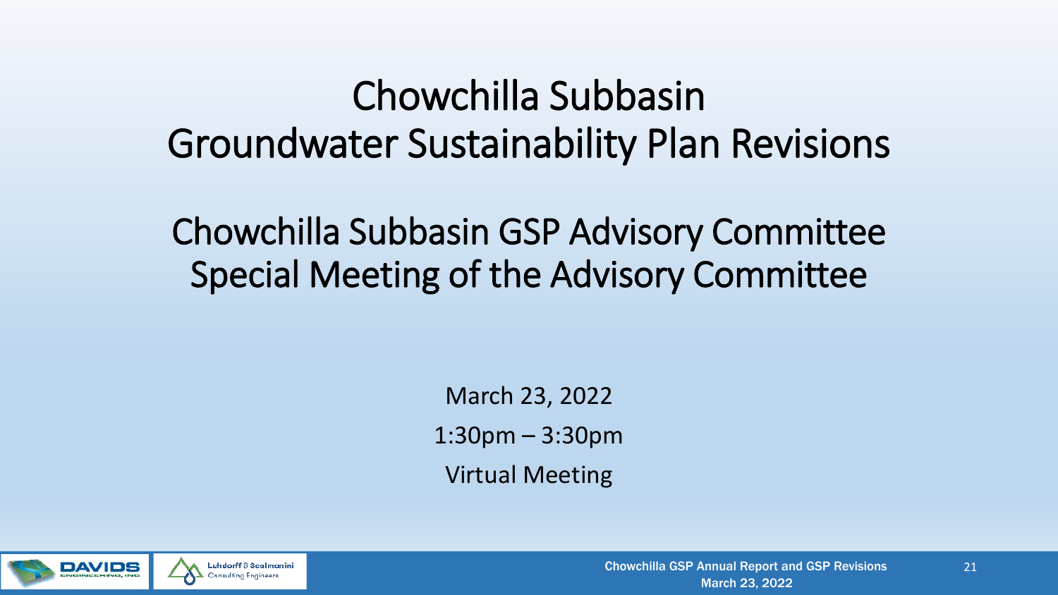# Chowchilla Subbasin Groundwater Sustainability Plan Revisions

## Chowchilla Subbasin GSP Advisory Committee Special Meeting of the Advisory Committee

March 23, 2022

1:30pm – 3:30pm

Virtual Meeting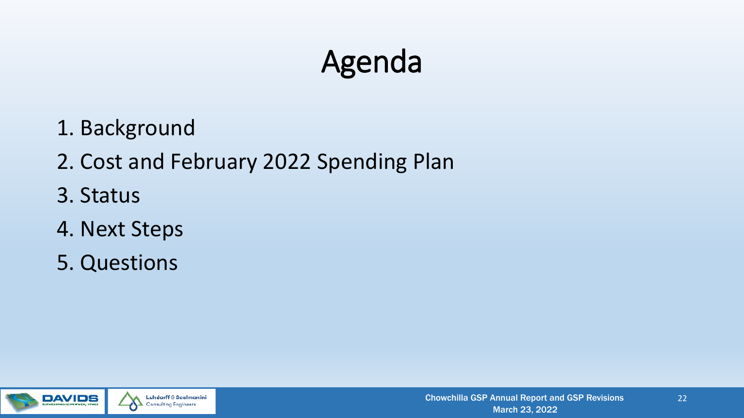# Agenda

1. Background
2. Cost and February 2022 Spending Plan
3. Status
4. Next Steps
5. Questions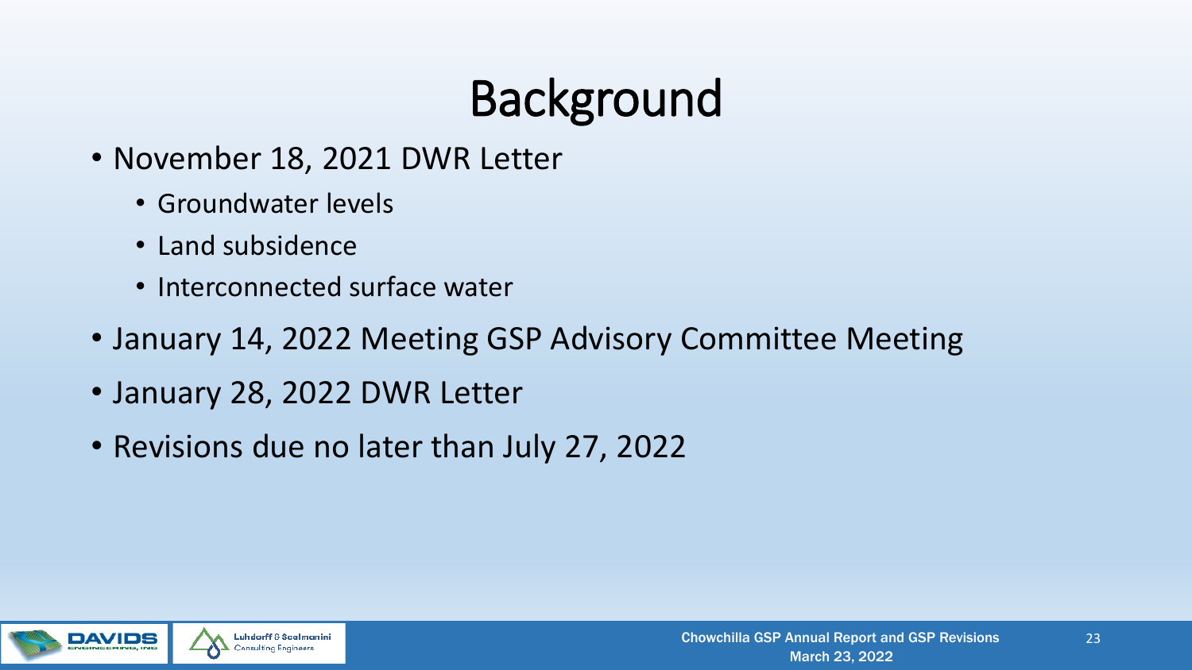# Background

- November 18, 2021 DWR Letter
  - Groundwater levels
  - Land subsidence
  - Interconnected surface water
- January 14, 2022 Meeting GSP Advisory Committee Meeting
- January 28, 2022 DWR Letter
- Revisions due no later than July 27, 2022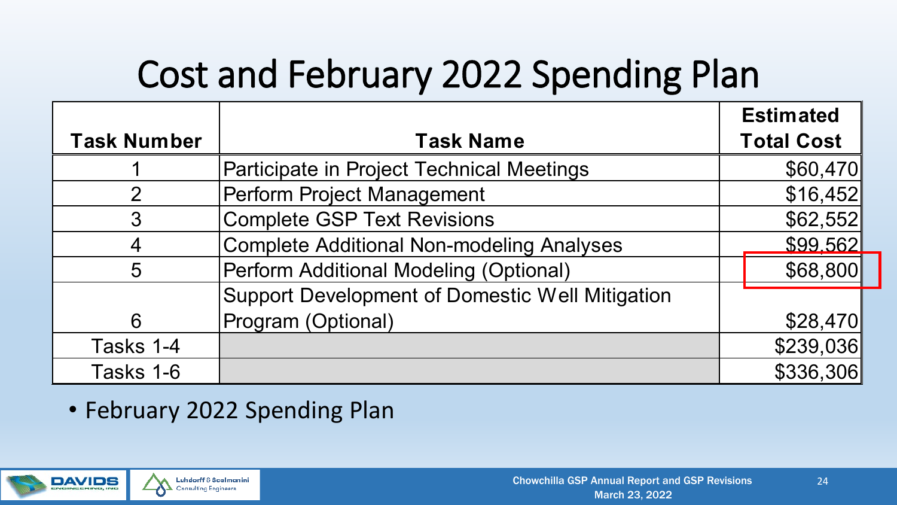# Cost and February 2022 Spending Plan

| Task Number | Task Name | Estimated Total Cost |
|---|---|---|
| 1 | Participate in Project Technical Meetings | $60,470 |
| 2 | Perform Project Management | $16,452 |
| 3 | Complete GSP Text Revisions | $62,552 |
| 4 | Complete Additional Non-modeling Analyses | $99,562 |
| 5 | Perform Additional Modeling (Optional) | $68,800 |
| 6 | Support Development of Domestic Well Mitigation Program (Optional) | $28,470 |
| Tasks 1-4 | | $239,036 |
| Tasks 1-6 | | $336,306 |

- February 2022 Spending Plan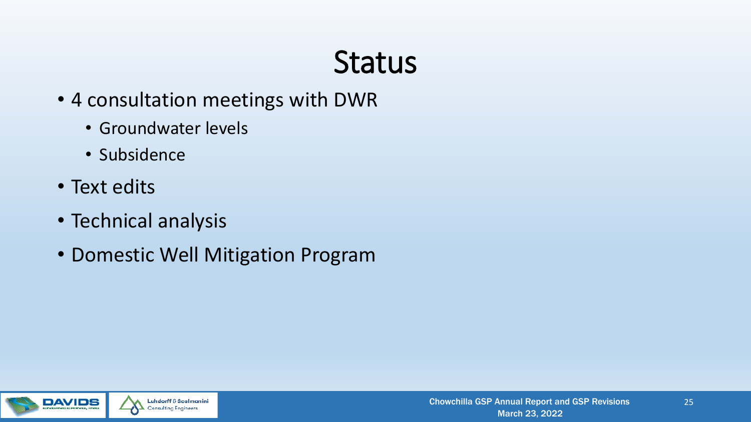# Status

- 4 consultation meetings with DWR
  - Groundwater levels
  - Subsidence
- Text edits
- Technical analysis
- Domestic Well Mitigation Program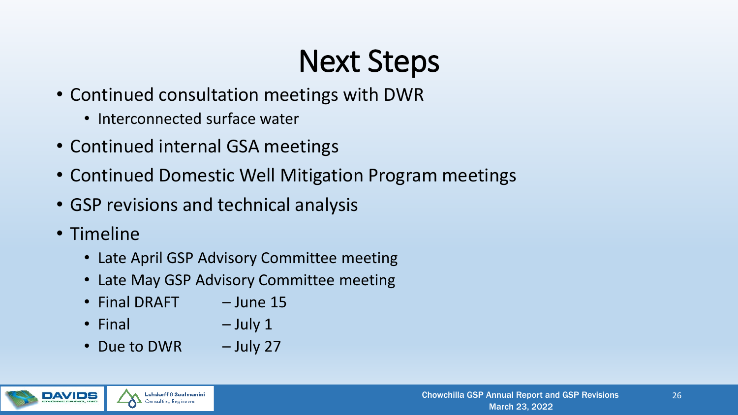# Next Steps

- Continued consultation meetings with DWR
  - Interconnected surface water
- Continued internal GSA meetings
- Continued Domestic Well Mitigation Program meetings
- GSP revisions and technical analysis
- Timeline
  - Late April GSP Advisory Committee meeting
  - Late May GSP Advisory Committee meeting
  - Final DRAFT – June 15
  - Final – July 1
  - Due to DWR – July 27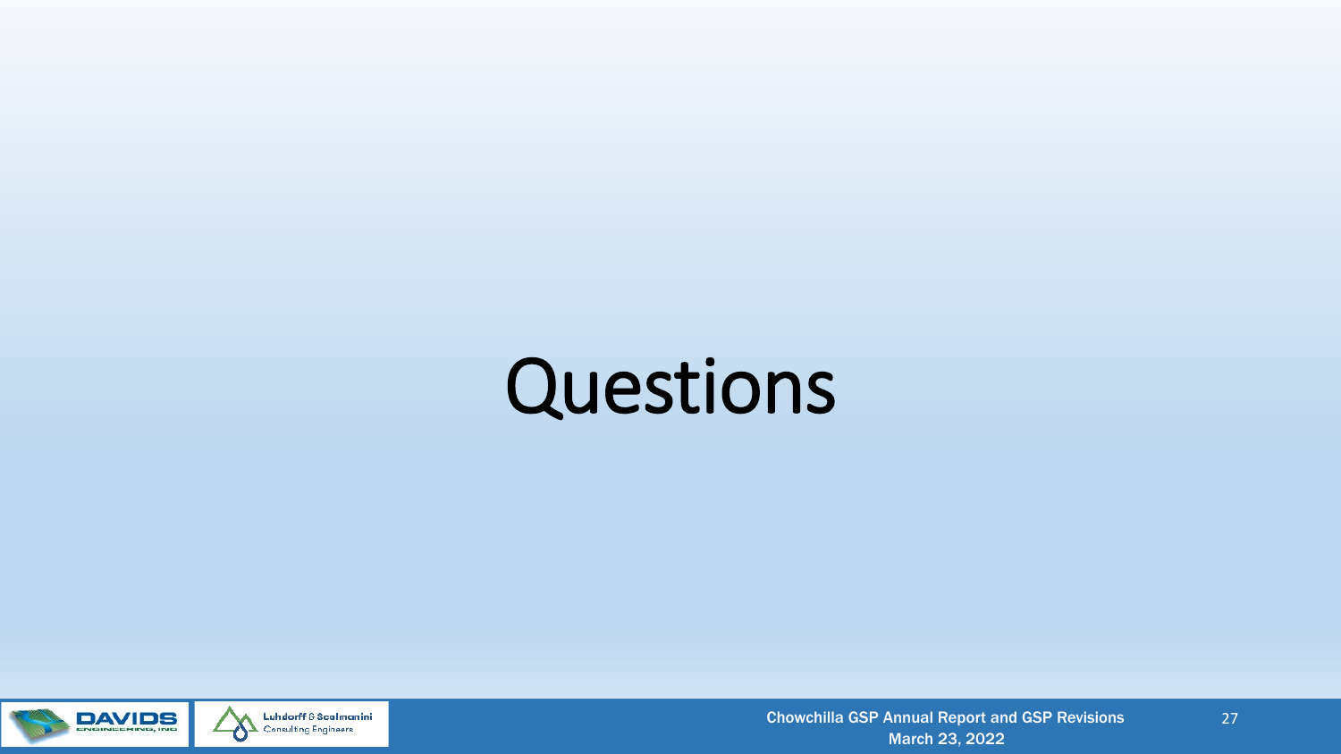# Questions